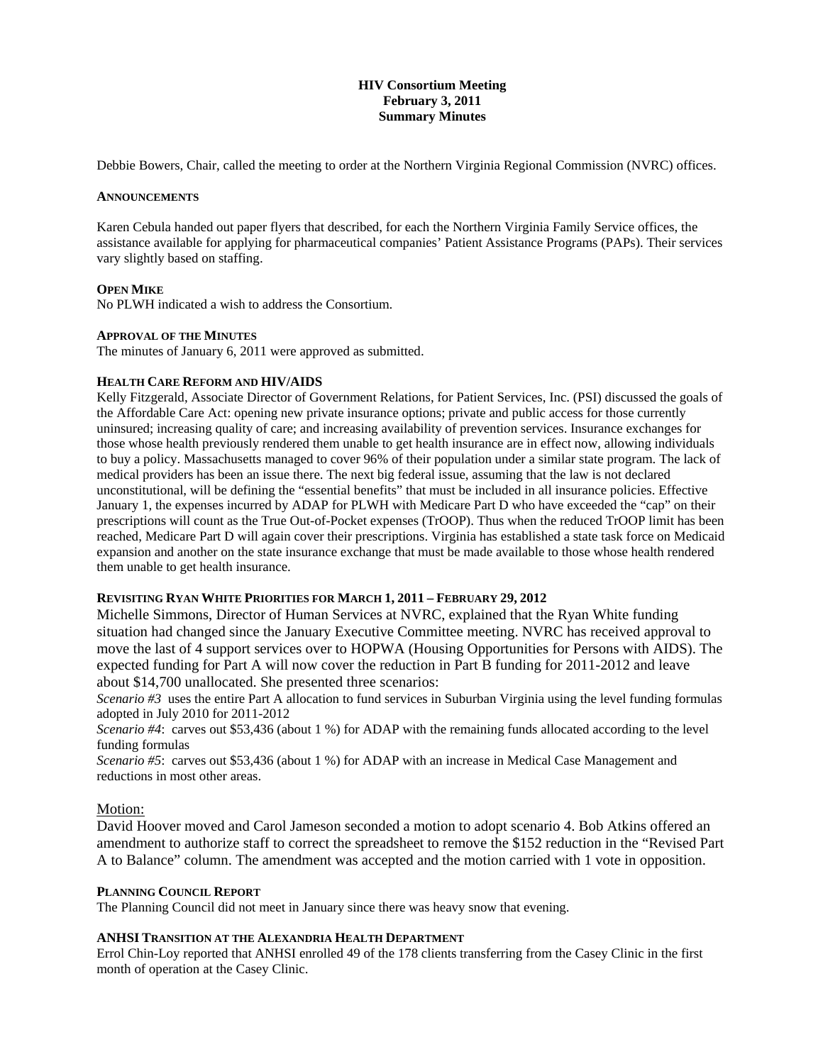# HIV Consortium Meeting
## February 3, 2011
## Summary Minutes

Debbie Bowers, Chair, called the meeting to order at the Northern Virginia Regional Commission (NVRC) offices.

### ANNOUNCEMENTS

Karen Cebula handed out paper flyers that described, for each the Northern Virginia Family Service offices, the assistance available for applying for pharmaceutical companies' Patient Assistance Programs (PAPs). Their services vary slightly based on staffing.

### OPEN MIKE

No PLWH indicated a wish to address the Consortium.

### APPROVAL OF THE MINUTES

The minutes of January 6, 2011 were approved as submitted.

### HEALTH CARE REFORM AND HIV/AIDS

Kelly Fitzgerald, Associate Director of Government Relations, for Patient Services, Inc. (PSI) discussed the goals of the Affordable Care Act: opening new private insurance options; private and public access for those currently uninsured; increasing quality of care; and increasing availability of prevention services. Insurance exchanges for those whose health previously rendered them unable to get health insurance are in effect now, allowing individuals to buy a policy. Massachusetts managed to cover 96% of their population under a similar state program. The lack of medical providers has been an issue there. The next big federal issue, assuming that the law is not declared unconstitutional, will be defining the "essential benefits" that must be included in all insurance policies. Effective January 1, the expenses incurred by ADAP for PLWH with Medicare Part D who have exceeded the "cap" on their prescriptions will count as the True Out-of-Pocket expenses (TrOOP). Thus when the reduced TrOOP limit has been reached, Medicare Part D will again cover their prescriptions. Virginia has established a state task force on Medicaid expansion and another on the state insurance exchange that must be made available to those whose health rendered them unable to get health insurance.

### REVISITING RYAN WHITE PRIORITIES FOR MARCH 1, 2011 – FEBRUARY 29, 2012

Michelle Simmons, Director of Human Services at NVRC, explained that the Ryan White funding situation had changed since the January Executive Committee meeting. NVRC has received approval to move the last of 4 support services over to HOPWA (Housing Opportunities for Persons with AIDS). The expected funding for Part A will now cover the reduction in Part B funding for 2011-2012 and leave about $14,700 unallocated. She presented three scenarios:

*Scenario #3* uses the entire Part A allocation to fund services in Suburban Virginia using the level funding formulas adopted in July 2010 for 2011-2012

*Scenario #4*: carves out $53,436 (about 1 %) for ADAP with the remaining funds allocated according to the level funding formulas

*Scenario #5*: carves out $53,436 (about 1 %) for ADAP with an increase in Medical Case Management and reductions in most other areas.

Motion:

David Hoover moved and Carol Jameson seconded a motion to adopt scenario 4. Bob Atkins offered an amendment to authorize staff to correct the spreadsheet to remove the $152 reduction in the "Revised Part A to Balance" column. The amendment was accepted and the motion carried with 1 vote in opposition.

### PLANNING COUNCIL REPORT

The Planning Council did not meet in January since there was heavy snow that evening.

### ANHSI TRANSITION AT THE ALEXANDRIA HEALTH DEPARTMENT

Errol Chin-Loy reported that ANHSI enrolled 49 of the 178 clients transferring from the Casey Clinic in the first month of operation at the Casey Clinic.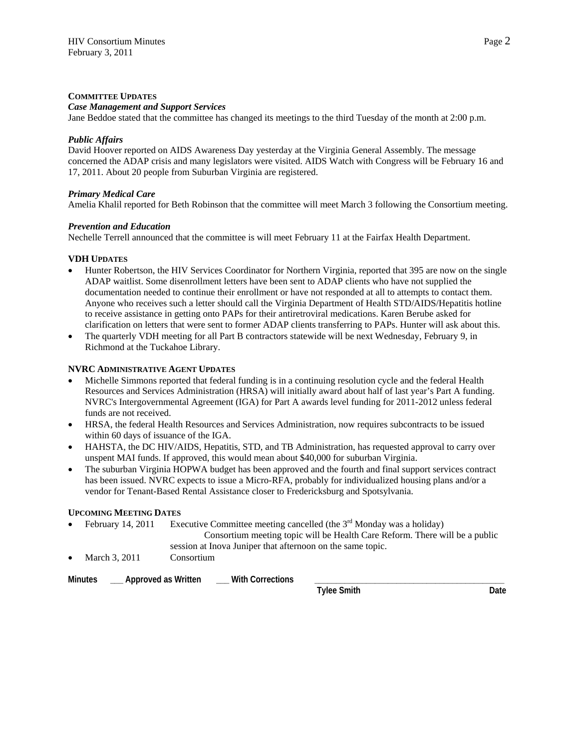**COMMITTEE UPDATES**

***Case Management and Support Services***

Jane Beddoe stated that the committee has changed its meetings to the third Tuesday of the month at 2:00 p.m.

***Public Affairs***

David Hoover reported on AIDS Awareness Day yesterday at the Virginia General Assembly. The message concerned the ADAP crisis and many legislators were visited. AIDS Watch with Congress will be February 16 and 17, 2011. About 20 people from Suburban Virginia are registered.

***Primary Medical Care***

Amelia Khalil reported for Beth Robinson that the committee will meet March 3 following the Consortium meeting.

***Prevention and Education***

Nechelle Terrell announced that the committee is will meet February 11 at the Fairfax Health Department.

**VDH UPDATES**

- Hunter Robertson, the HIV Services Coordinator for Northern Virginia, reported that 395 are now on the single ADAP waitlist. Some disenrollment letters have been sent to ADAP clients who have not supplied the documentation needed to continue their enrollment or have not responded at all to attempts to contact them. Anyone who receives such a letter should call the Virginia Department of Health STD/AIDS/Hepatitis hotline to receive assistance in getting onto PAPs for their antiretroviral medications. Karen Berube asked for clarification on letters that were sent to former ADAP clients transferring to PAPs. Hunter will ask about this.
- The quarterly VDH meeting for all Part B contractors statewide will be next Wednesday, February 9, in Richmond at the Tuckahoe Library.

**NVRC ADMINISTRATIVE AGENT UPDATES**

- Michelle Simmons reported that federal funding is in a continuing resolution cycle and the federal Health Resources and Services Administration (HRSA) will initially award about half of last year's Part A funding. NVRC's Intergovernmental Agreement (IGA) for Part A awards level funding for 2011-2012 unless federal funds are not received.
- HRSA, the federal Health Resources and Services Administration, now requires subcontracts to be issued within 60 days of issuance of the IGA.
- HAHSTA, the DC HIV/AIDS, Hepatitis, STD, and TB Administration, has requested approval to carry over unspent MAI funds. If approved, this would mean about $40,000 for suburban Virginia.
- The suburban Virginia HOPWA budget has been approved and the fourth and final support services contract has been issued. NVRC expects to issue a Micro-RFA, probably for individualized housing plans and/or a vendor for Tenant-Based Rental Assistance closer to Fredericksburg and Spotsylvania.

**UPCOMING MEETING DATES**

- February 14, 2011 — Executive Committee meeting cancelled (the 3rd Monday was a holiday)
  Consortium meeting topic will be Health Care Reform. There will be a public session at Inova Juniper that afternoon on the same topic.
- March 3, 2011 — Consortium

**Minutes** ___ **Approved as Written** ___ **With Corrections** ____________________________________________

**Tylee Smith** **Date**